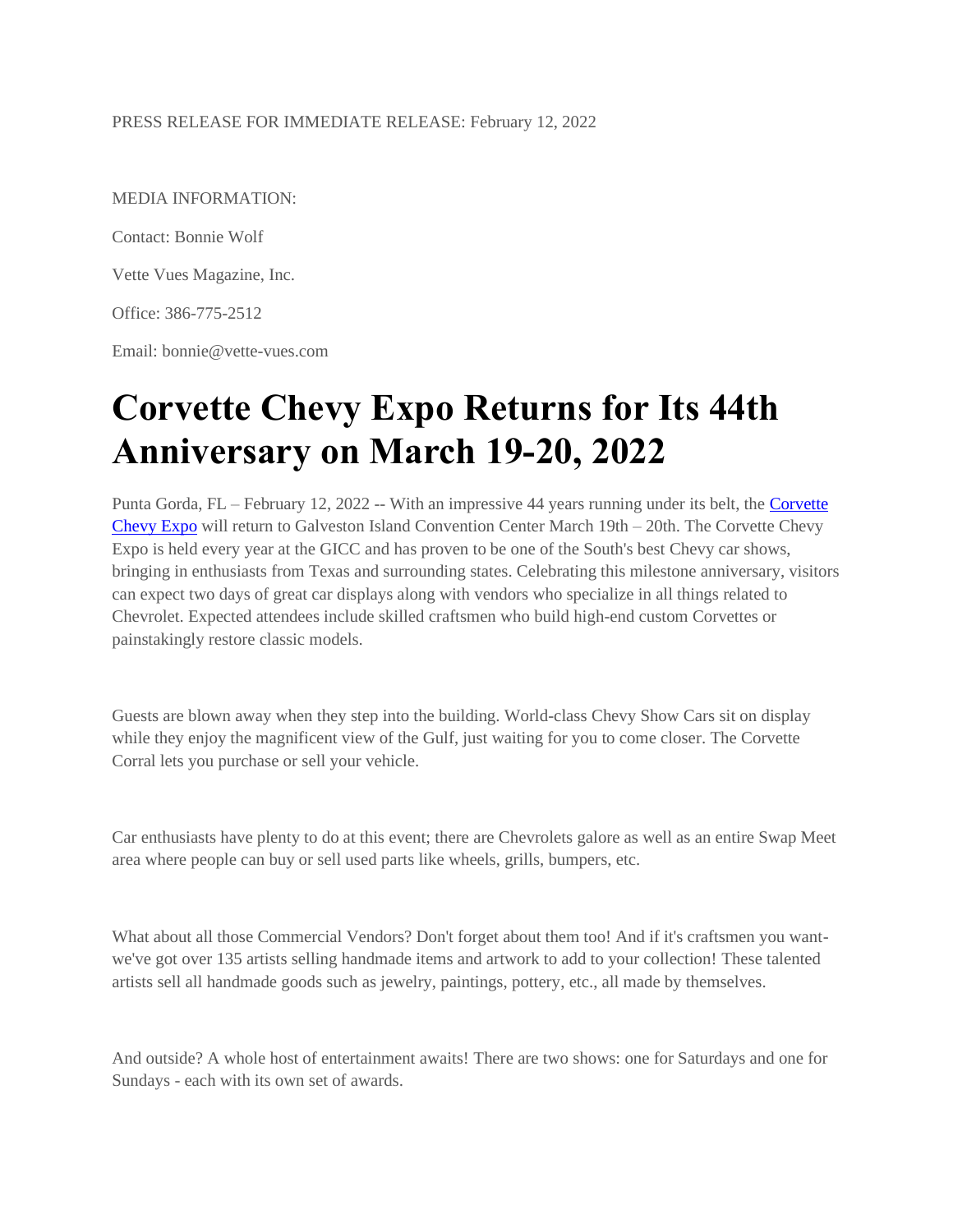PRESS RELEASE FOR IMMEDIATE RELEASE: February 12, 2022

MEDIA INFORMATION:

Contact: Bonnie Wolf

Vette Vues Magazine, Inc.

Office: 386-775-2512

Email: bonnie@vette-vues.com

# Corvette Chevy Expo Returns for Its 44th Anniversary on March 19-20, 2022

Punta Gorda, FL – February 12, 2022 -- With an impressive 44 years running under its belt, the Corvette Chevy Expo will return to Galveston Island Convention Center March 19th – 20th. The Corvette Chevy Expo is held every year at the GICC and has proven to be one of the South's best Chevy car shows, bringing in enthusiasts from Texas and surrounding states. Celebrating this milestone anniversary, visitors can expect two days of great car displays along with vendors who specialize in all things related to Chevrolet. Expected attendees include skilled craftsmen who build high-end custom Corvettes or painstakingly restore classic models.

Guests are blown away when they step into the building. World-class Chevy Show Cars sit on display while they enjoy the magnificent view of the Gulf, just waiting for you to come closer. The Corvette Corral lets you purchase or sell your vehicle.

Car enthusiasts have plenty to do at this event; there are Chevrolets galore as well as an entire Swap Meet area where people can buy or sell used parts like wheels, grills, bumpers, etc.

What about all those Commercial Vendors? Don't forget about them too! And if it's craftsmen you want- we've got over 135 artists selling handmade items and artwork to add to your collection! These talented artists sell all handmade goods such as jewelry, paintings, pottery, etc., all made by themselves.

And outside? A whole host of entertainment awaits! There are two shows: one for Saturdays and one for Sundays - each with its own set of awards.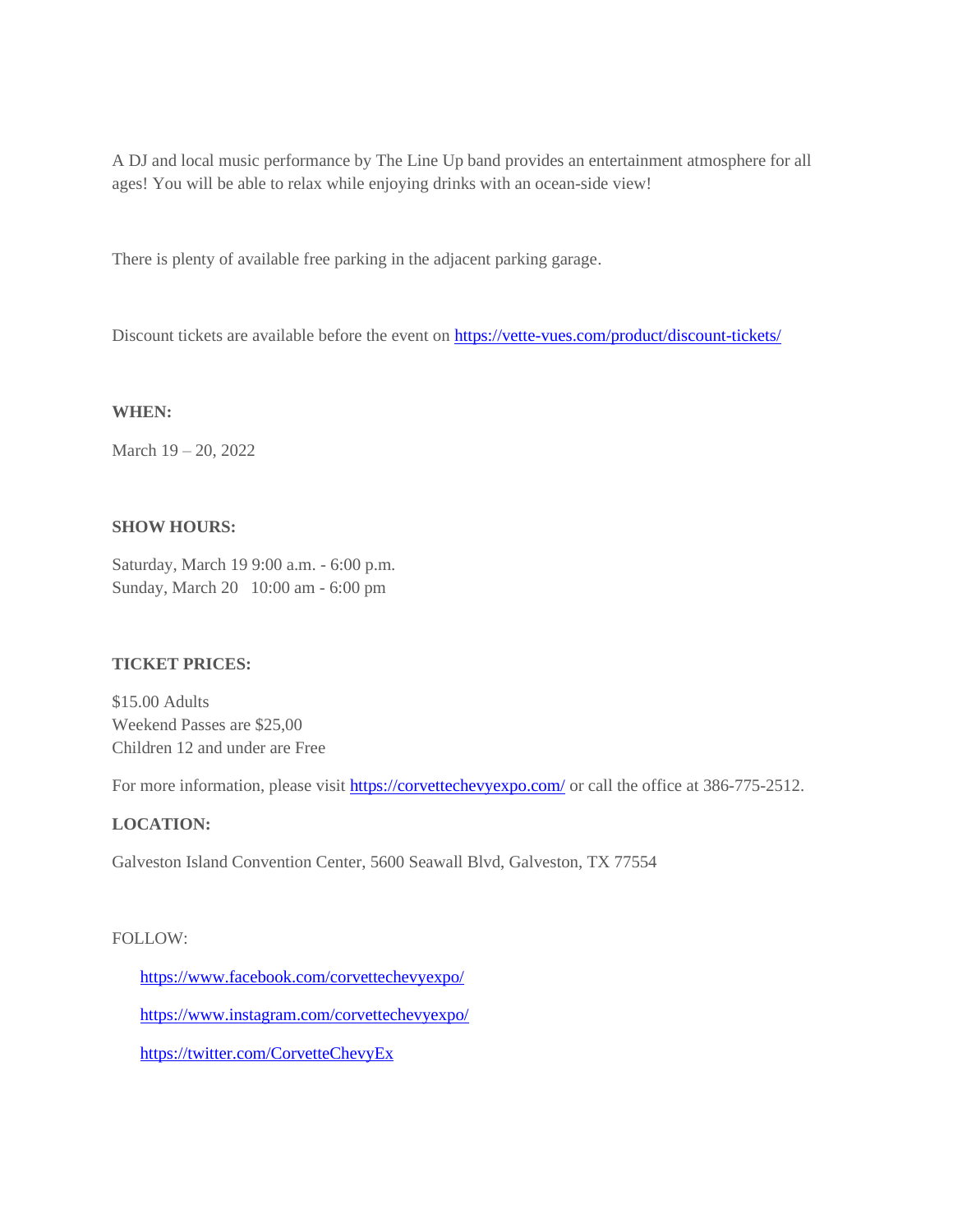A DJ and local music performance by The Line Up band provides an entertainment atmosphere for all ages! You will be able to relax while enjoying drinks with an ocean-side view!

There is plenty of available free parking in the adjacent parking garage.

Discount tickets are available before the event on https://vette-vues.com/product/discount-tickets/

**WHEN:**

March 19 – 20, 2022

**SHOW HOURS:**

Saturday, March 19 9:00 a.m. - 6:00 p.m.
Sunday, March 20 10:00 am - 6:00 pm

**TICKET PRICES:**

$15.00 Adults
Weekend Passes are $25,00
Children 12 and under are Free

For more information, please visit https://corvettechevyexpo.com/ or call the office at 386-775-2512.

**LOCATION:**

Galveston Island Convention Center, 5600 Seawall Blvd, Galveston, TX 77554

FOLLOW:

https://www.facebook.com/corvettechevyexpo/

https://www.instagram.com/corvettechevyexpo/

https://twitter.com/CorvetteChevyEx